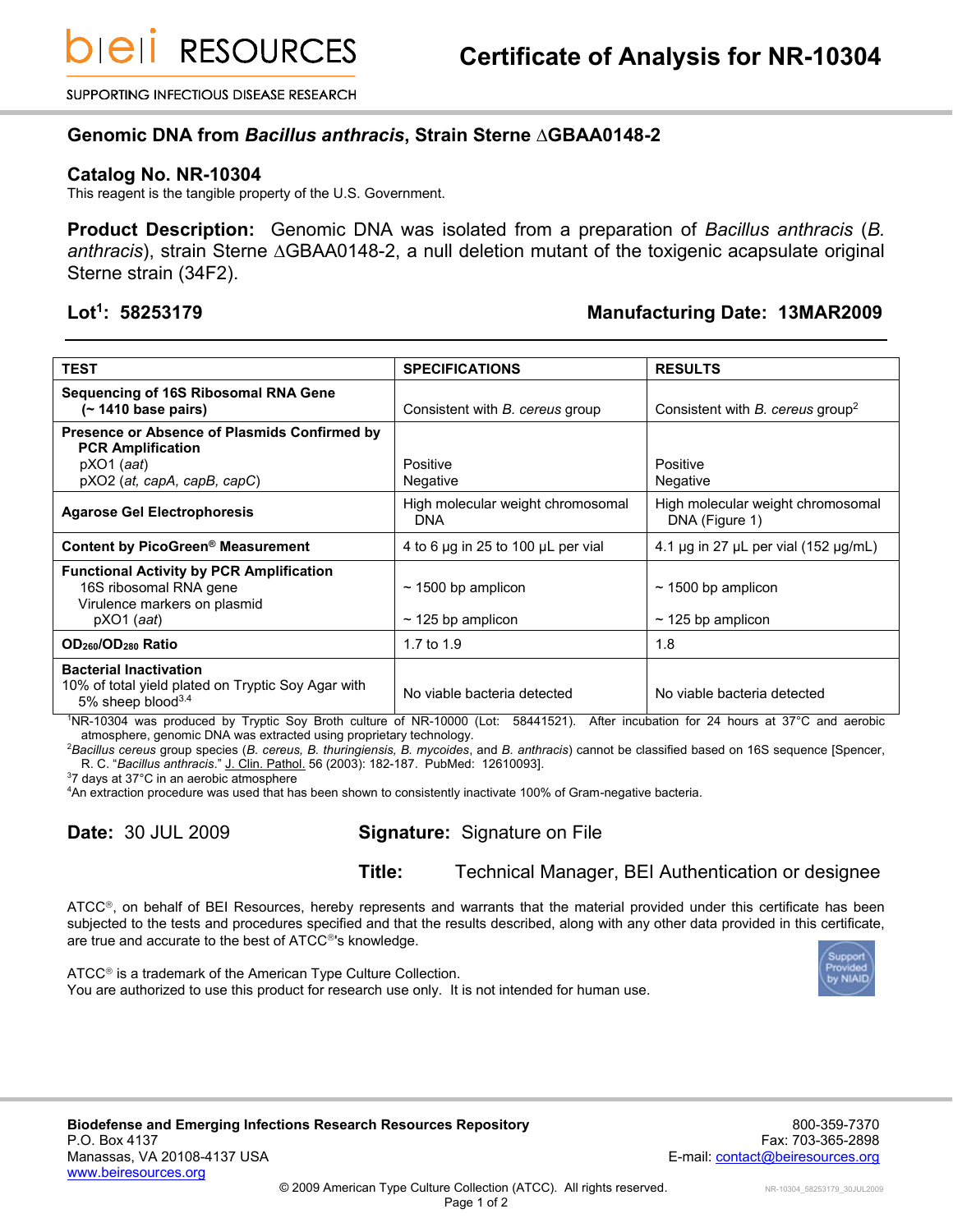# Certificate of Analysis for NR-10304

bei RESOURCES

SUPPORTING INFECTIOUS DISEASE RESEARCH

## Genomic DNA from *Bacillus anthracis*, Strain Sterne ΔGBAA0148-2

### Catalog No. NR-10304

This reagent is the tangible property of the U.S. Government.

**Product Description:** Genomic DNA was isolated from a preparation of *Bacillus anthracis* (*B. anthracis*), strain Sterne ΔGBAA0148-2, a null deletion mutant of the toxigenic acapsulate original Sterne strain (34F2).

**Lot[1]: 58253179** **Manufacturing Date: 13MAR2009**

| TEST | SPECIFICATIONS | RESULTS |
|---|---|---|
| **Sequencing of 16S Ribosomal RNA Gene (~ 1410 base pairs)** | Consistent with *B. cereus* group | Consistent with *B. cereus* group[2] |
| **Presence or Absence of Plasmids Confirmed by PCR Amplification** | | |
| pXO1 (*aat*) | Positive | Positive |
| pXO2 (*at, capA, capB, capC*) | Negative | Negative |
| **Agarose Gel Electrophoresis** | High molecular weight chromosomal DNA | High molecular weight chromosomal DNA (Figure 1) |
| **Content by PicoGreen® Measurement** | 4 to 6 µg in 25 to 100 µL per vial | 4.1 µg in 27 µL per vial (152 µg/mL) |
| **Functional Activity by PCR Amplification** | | |
| 16S ribosomal RNA gene | ~ 1500 bp amplicon | ~ 1500 bp amplicon |
| Virulence markers on plasmid pXO1 (*aat*) | ~ 125 bp amplicon | ~ 125 bp amplicon |
| **$OD_{260}/OD_{280}$ Ratio** | 1.7 to 1.9 | 1.8 |
| **Bacterial Inactivation** 10% of total yield plated on Tryptic Soy Agar with 5% sheep blood[3,4] | No viable bacteria detected | No viable bacteria detected |

[1]NR-10304 was produced by Tryptic Soy Broth culture of NR-10000 (Lot: 58441521). After incubation for 24 hours at 37°C and aerobic atmosphere, genomic DNA was extracted using proprietary technology.
[2]*Bacillus cereus* group species (*B. cereus, B. thuringiensis, B. mycoides*, and *B. anthracis*) cannot be classified based on 16S sequence [Spencer, R. C. "*Bacillus anthracis*." J. Clin. Pathol. 56 (2003): 182-187. PubMed: 12610093].
[3]7 days at 37°C in an aerobic atmosphere
[4]An extraction procedure was used that has been shown to consistently inactivate 100% of Gram-negative bacteria.

**Date:** 30 JUL 2009 **Signature:** Signature on File

**Title:** Technical Manager, BEI Authentication or designee

ATCC®, on behalf of BEI Resources, hereby represents and warrants that the material provided under this certificate has been subjected to the tests and procedures specified and that the results described, along with any other data provided in this certificate, are true and accurate to the best of ATCC®'s knowledge.

ATCC® is a trademark of the American Type Culture Collection.
You are authorized to use this product for research use only. It is not intended for human use.

Support Provided by NIAID

**Biodefense and Emerging Infections Research Resources Repository**
P.O. Box 4137
Manassas, VA 20108-4137 USA
www.beiresources.org

800-359-7370
Fax: 703-365-2898
E-mail: contact@beiresources.org

© 2009 American Type Culture Collection (ATCC). All rights reserved.

NR-10304_58253179_30JUL2009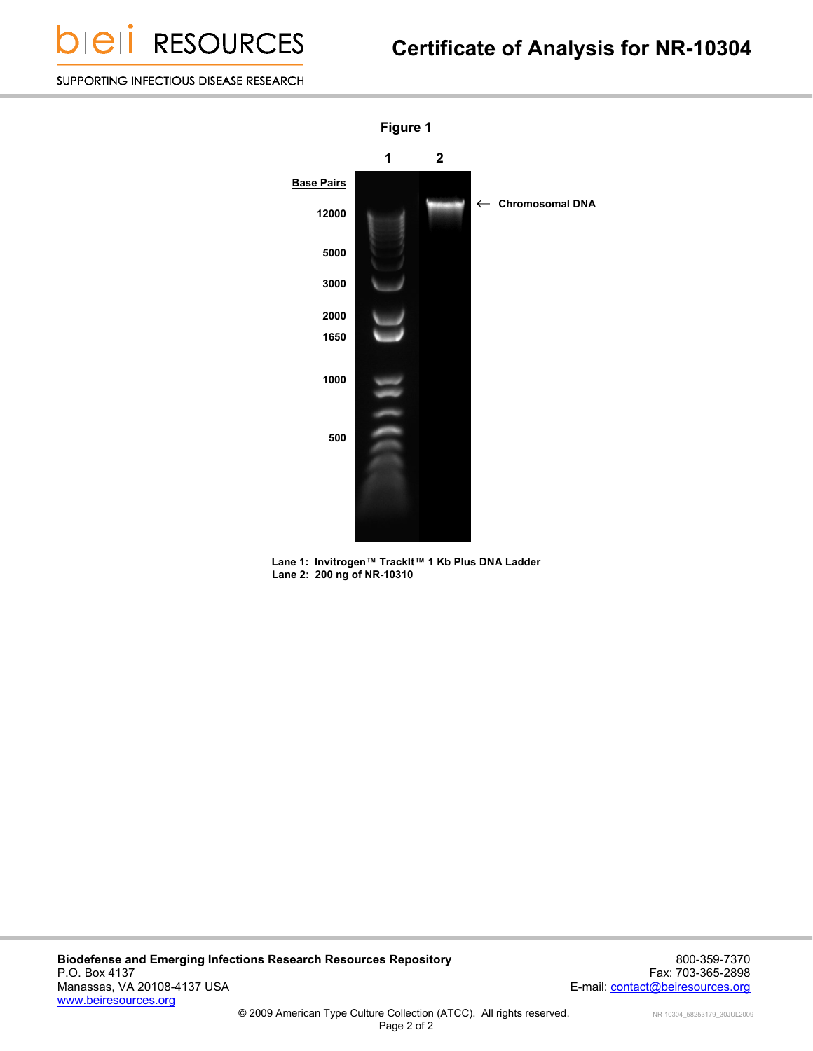**Figure 1**

1 2

Base Pairs

12000

5000

3000

2000

1650

1000

500

← Chromosomal DNA

Lane 1: Invitrogen™ TrackIt™ 1 Kb Plus DNA Ladder
Lane 2: 200 ng of NR-10310

**Biodefense and Emerging Infections Research Resources Repository**
P.O. Box 4137
Manassas, VA 20108-4137 USA
www.beiresources.org

800-359-7370
Fax: 703-365-2898
E-mail: contact@beiresources.org

© 2009 American Type Culture Collection (ATCC). All rights reserved.